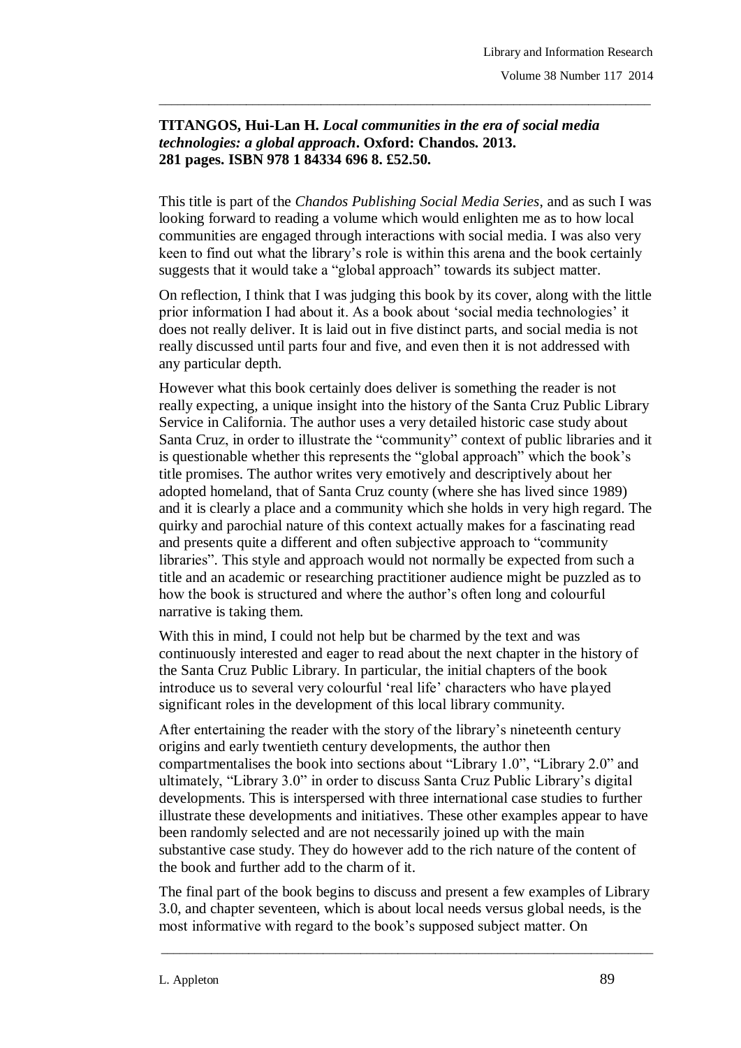**TITANGOS, Hui-Lan H. *Local communities in the era of social media technologies: a global approach*. Oxford: Chandos. 2013. 281 pages. ISBN 978 1 84334 696 8. £52.50.**

This title is part of the *Chandos Publishing Social Media Series*, and as such I was looking forward to reading a volume which would enlighten me as to how local communities are engaged through interactions with social media. I was also very keen to find out what the library's role is within this arena and the book certainly suggests that it would take a "global approach" towards its subject matter.

On reflection, I think that I was judging this book by its cover, along with the little prior information I had about it. As a book about 'social media technologies' it does not really deliver. It is laid out in five distinct parts, and social media is not really discussed until parts four and five, and even then it is not addressed with any particular depth.

However what this book certainly does deliver is something the reader is not really expecting, a unique insight into the history of the Santa Cruz Public Library Service in California. The author uses a very detailed historic case study about Santa Cruz, in order to illustrate the "community" context of public libraries and it is questionable whether this represents the "global approach" which the book's title promises. The author writes very emotively and descriptively about her adopted homeland, that of Santa Cruz county (where she has lived since 1989) and it is clearly a place and a community which she holds in very high regard. The quirky and parochial nature of this context actually makes for a fascinating read and presents quite a different and often subjective approach to "community libraries". This style and approach would not normally be expected from such a title and an academic or researching practitioner audience might be puzzled as to how the book is structured and where the author's often long and colourful narrative is taking them.

With this in mind, I could not help but be charmed by the text and was continuously interested and eager to read about the next chapter in the history of the Santa Cruz Public Library. In particular, the initial chapters of the book introduce us to several very colourful 'real life' characters who have played significant roles in the development of this local library community.

After entertaining the reader with the story of the library's nineteenth century origins and early twentieth century developments, the author then compartmentalises the book into sections about "Library 1.0", "Library 2.0" and ultimately, "Library 3.0" in order to discuss Santa Cruz Public Library's digital developments. This is interspersed with three international case studies to further illustrate these developments and initiatives. These other examples appear to have been randomly selected and are not necessarily joined up with the main substantive case study. They do however add to the rich nature of the content of the book and further add to the charm of it.

The final part of the book begins to discuss and present a few examples of Library 3.0, and chapter seventeen, which is about local needs versus global needs, is the most informative with regard to the book's supposed subject matter. On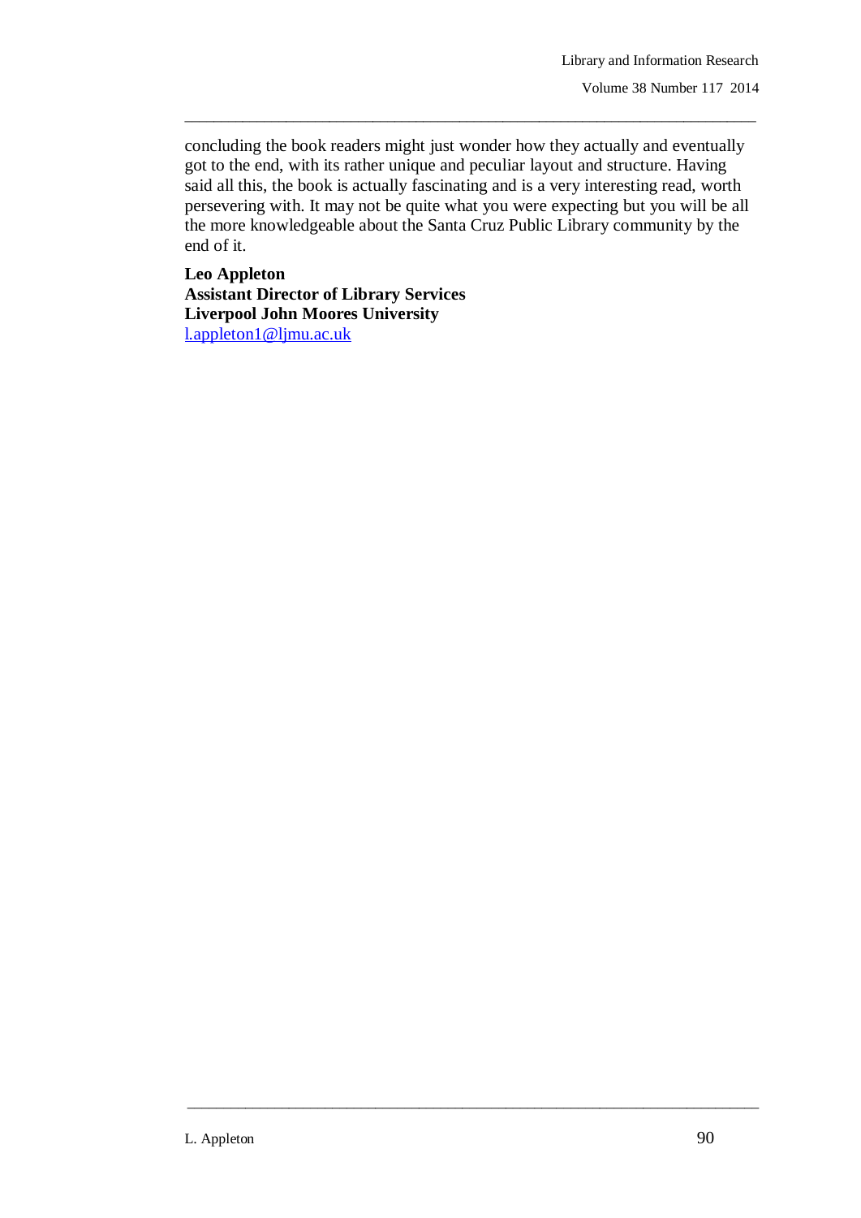concluding the book readers might just wonder how they actually and eventually got to the end, with its rather unique and peculiar layout and structure. Having said all this, the book is actually fascinating and is a very interesting read, worth persevering with. It may not be quite what you were expecting but you will be all the more knowledgeable about the Santa Cruz Public Library community by the end of it.

**Leo Appleton**
**Assistant Director of Library Services**
**Liverpool John Moores University**
l.appleton1@ljmu.ac.uk